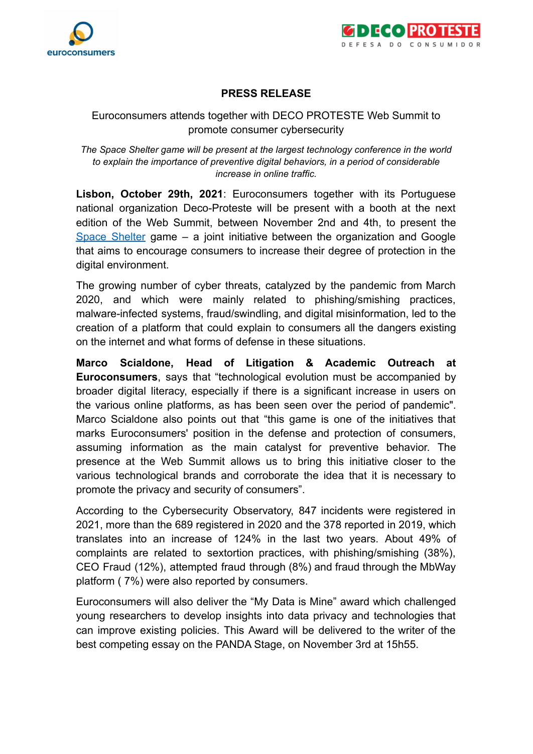# PRESS RELEASE

## Euroconsumers attends together with DECO PROTESTE Web Summit to promote consumer cybersecurity

*The Space Shelter game will be present at the largest technology conference in the world to explain the importance of preventive digital behaviors, in a period of considerable increase in online traffic.*

**Lisbon, October 29th, 2021**: Euroconsumers together with its Portuguese national organization Deco-Proteste will be present with a booth at the next edition of the Web Summit, between November 2nd and 4th, to present the Space Shelter game – a joint initiative between the organization and Google that aims to encourage consumers to increase their degree of protection in the digital environment.

The growing number of cyber threats, catalyzed by the pandemic from March 2020, and which were mainly related to phishing/smishing practices, malware-infected systems, fraud/swindling, and digital misinformation, led to the creation of a platform that could explain to consumers all the dangers existing on the internet and what forms of defense in these situations.

**Marco Scialdone, Head of Litigation & Academic Outreach at Euroconsumers**, says that "technological evolution must be accompanied by broader digital literacy, especially if there is a significant increase in users on the various online platforms, as has been seen over the period of pandemic". Marco Scialdone also points out that "this game is one of the initiatives that marks Euroconsumers' position in the defense and protection of consumers, assuming information as the main catalyst for preventive behavior. The presence at the Web Summit allows us to bring this initiative closer to the various technological brands and corroborate the idea that it is necessary to promote the privacy and security of consumers".

According to the Cybersecurity Observatory, 847 incidents were registered in 2021, more than the 689 registered in 2020 and the 378 reported in 2019, which translates into an increase of 124% in the last two years. About 49% of complaints are related to sextortion practices, with phishing/smishing (38%), CEO Fraud (12%), attempted fraud through (8%) and fraud through the MbWay platform ( 7%) were also reported by consumers.

Euroconsumers will also deliver the "My Data is Mine" award which challenged young researchers to develop insights into data privacy and technologies that can improve existing policies. This Award will be delivered to the writer of the best competing essay on the PANDA Stage, on November 3rd at 15h55.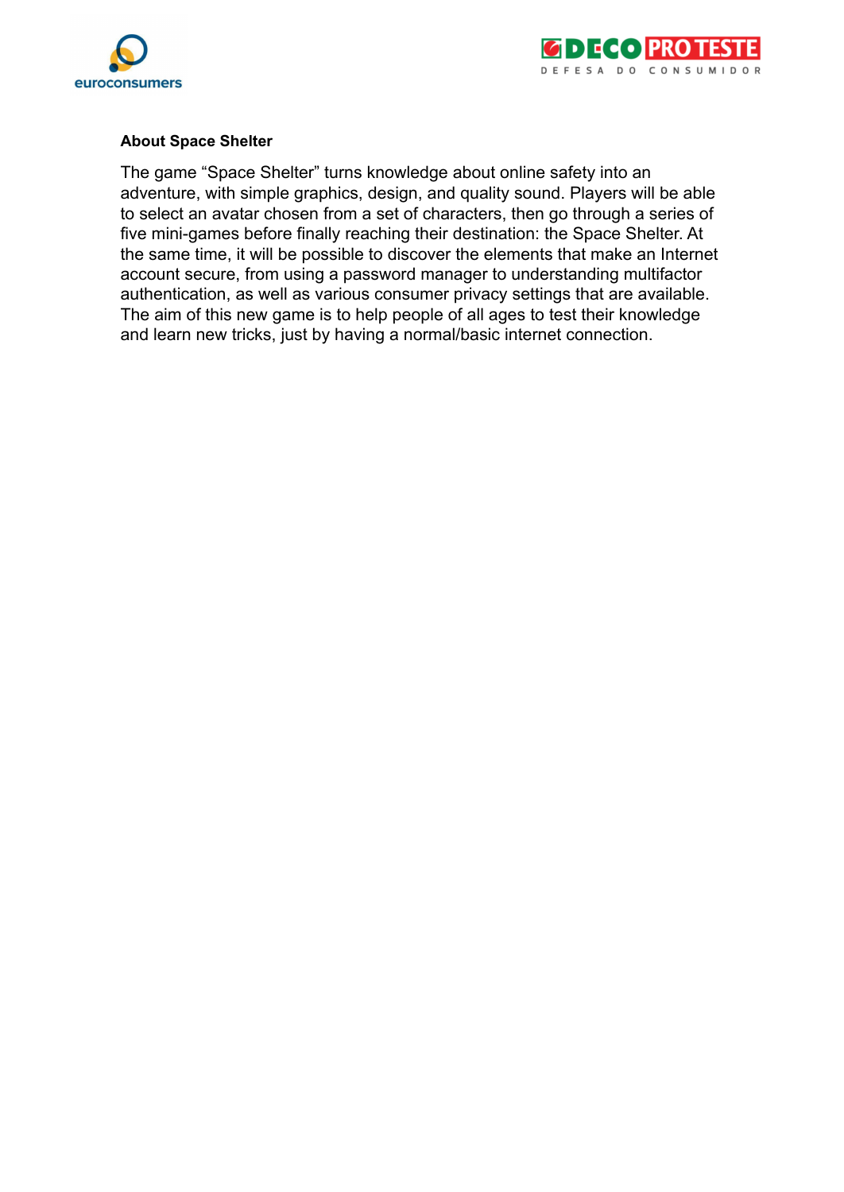**About Space Shelter**

The game "Space Shelter" turns knowledge about online safety into an adventure, with simple graphics, design, and quality sound. Players will be able to select an avatar chosen from a set of characters, then go through a series of five mini-games before finally reaching their destination: the Space Shelter. At the same time, it will be possible to discover the elements that make an Internet account secure, from using a password manager to understanding multifactor authentication, as well as various consumer privacy settings that are available. The aim of this new game is to help people of all ages to test their knowledge and learn new tricks, just by having a normal/basic internet connection.